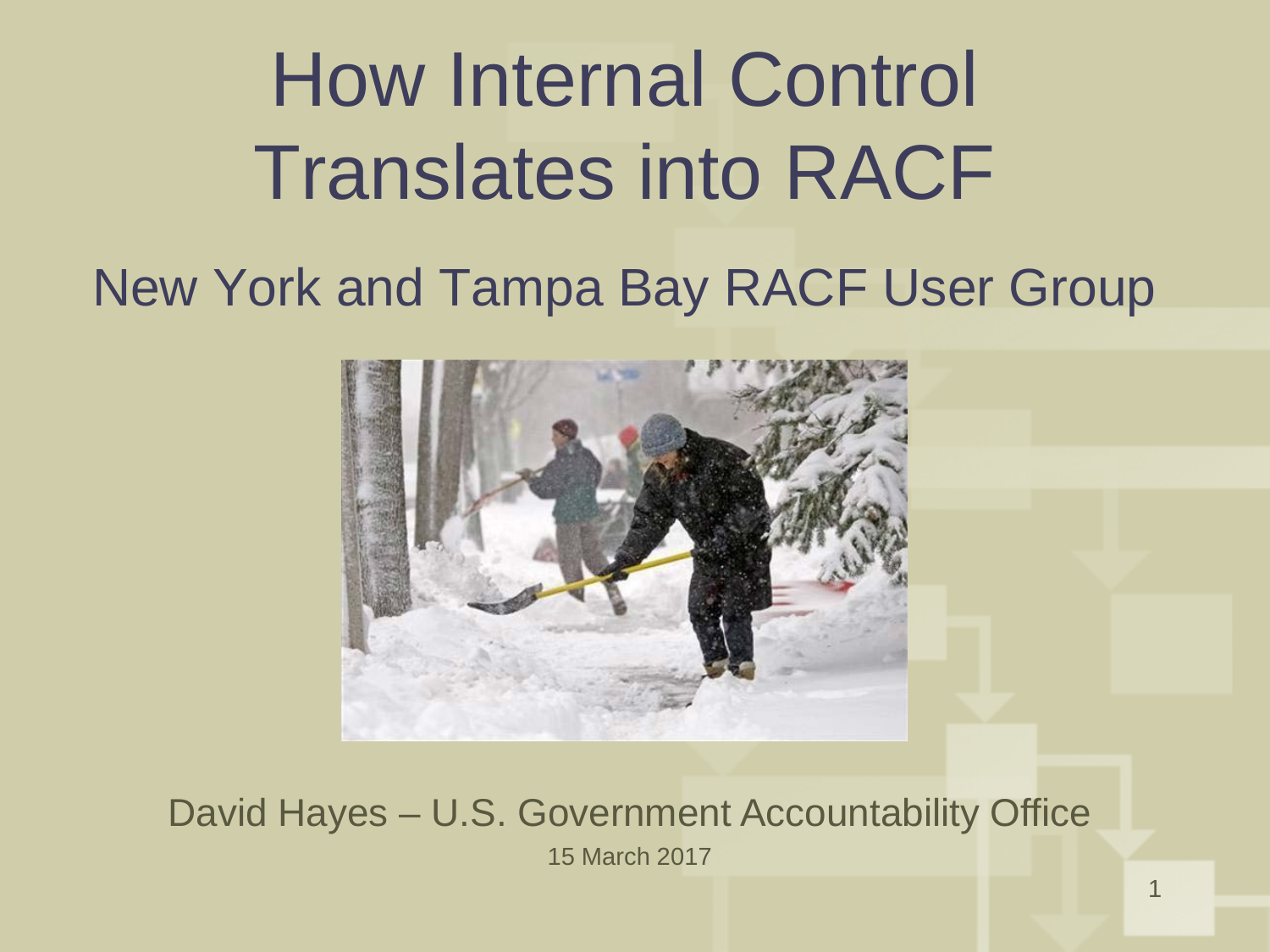# How Internal Control Translates into RACF

## New York and Tampa Bay RACF User Group

David Hayes – U.S. Government Accountability Office

15 March 2017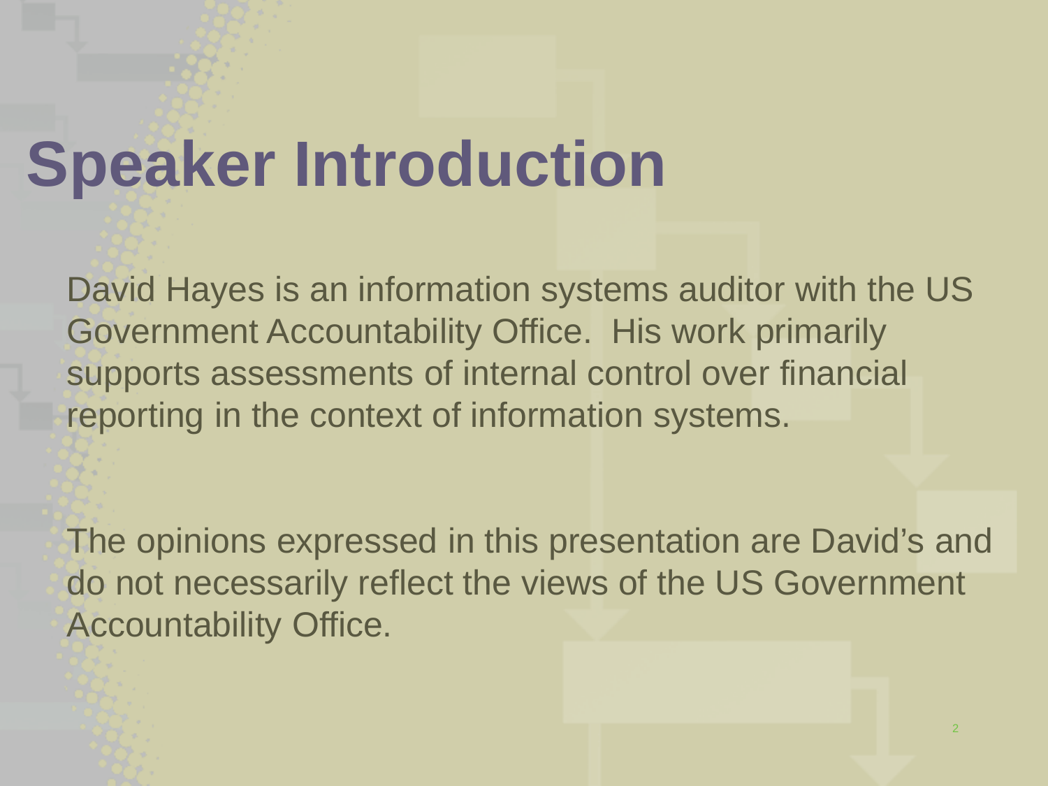# Speaker Introduction

David Hayes is an information systems auditor with the US Government Accountability Office. His work primarily supports assessments of internal control over financial reporting in the context of information systems.

The opinions expressed in this presentation are David's and do not necessarily reflect the views of the US Government Accountability Office.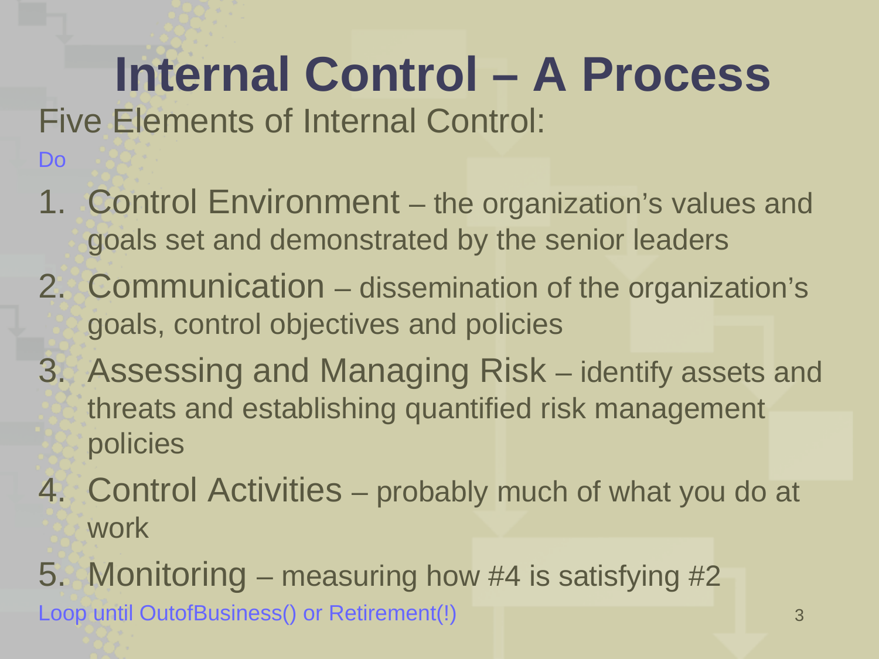# Internal Control – A Process

Five Elements of Internal Control:

Do

1. Control Environment – the organization's values and goals set and demonstrated by the senior leaders
2. Communication – dissemination of the organization's goals, control objectives and policies
3. Assessing and Managing Risk – identify assets and threats and establishing quantified risk management policies
4. Control Activities – probably much of what you do at work
5. Monitoring – measuring how #4 is satisfying #2

Loop until OutofBusiness() or Retirement(!)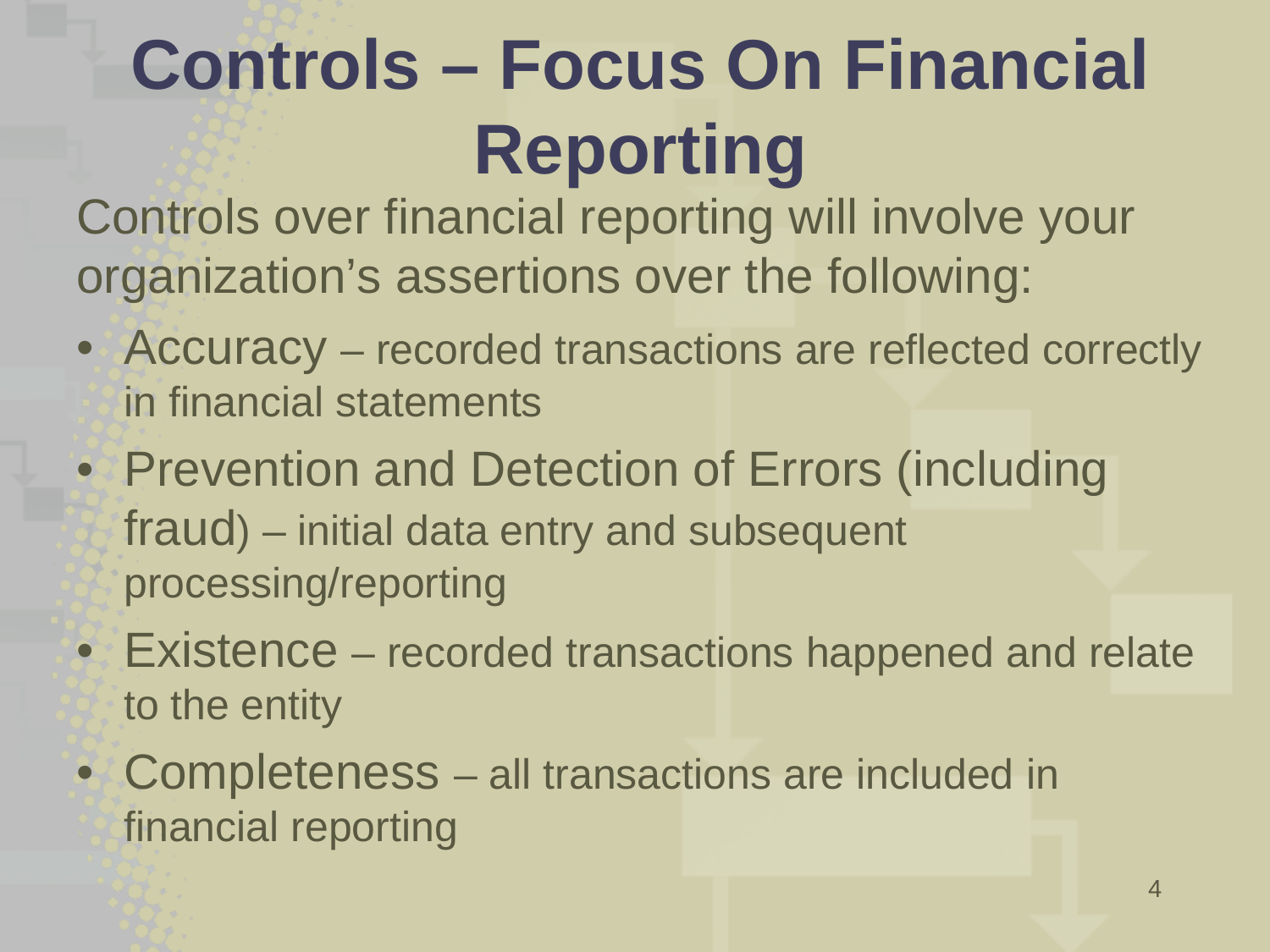# Controls – Focus On Financial Reporting

Controls over financial reporting will involve your organization's assertions over the following:

- Accuracy – recorded transactions are reflected correctly in financial statements
- Prevention and Detection of Errors (including fraud) – initial data entry and subsequent processing/reporting
- Existence – recorded transactions happened and relate to the entity
- Completeness – all transactions are included in financial reporting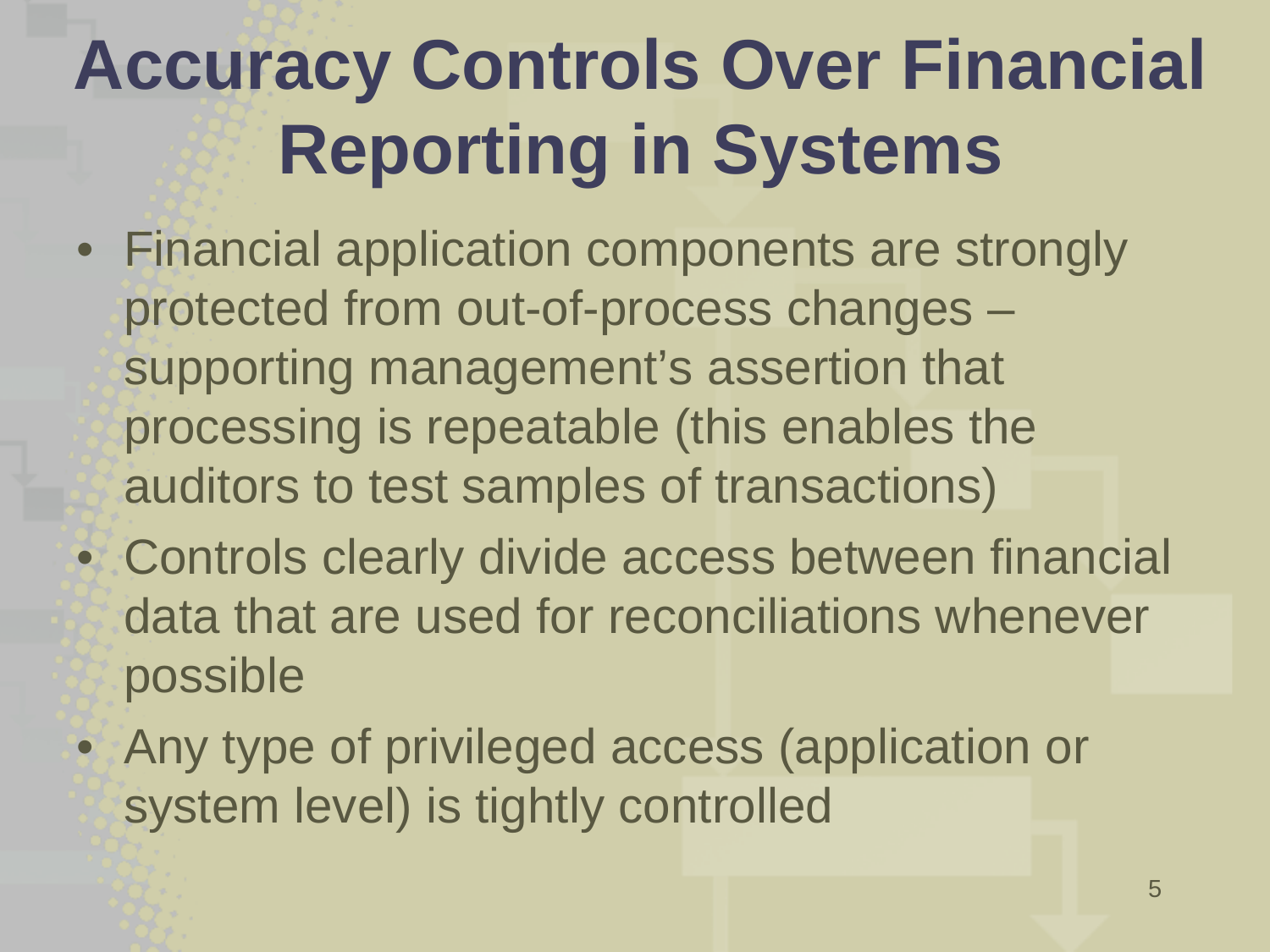# Accuracy Controls Over Financial Reporting in Systems

- Financial application components are strongly protected from out-of-process changes – supporting management's assertion that processing is repeatable (this enables the auditors to test samples of transactions)
- Controls clearly divide access between financial data that are used for reconciliations whenever possible
- Any type of privileged access (application or system level) is tightly controlled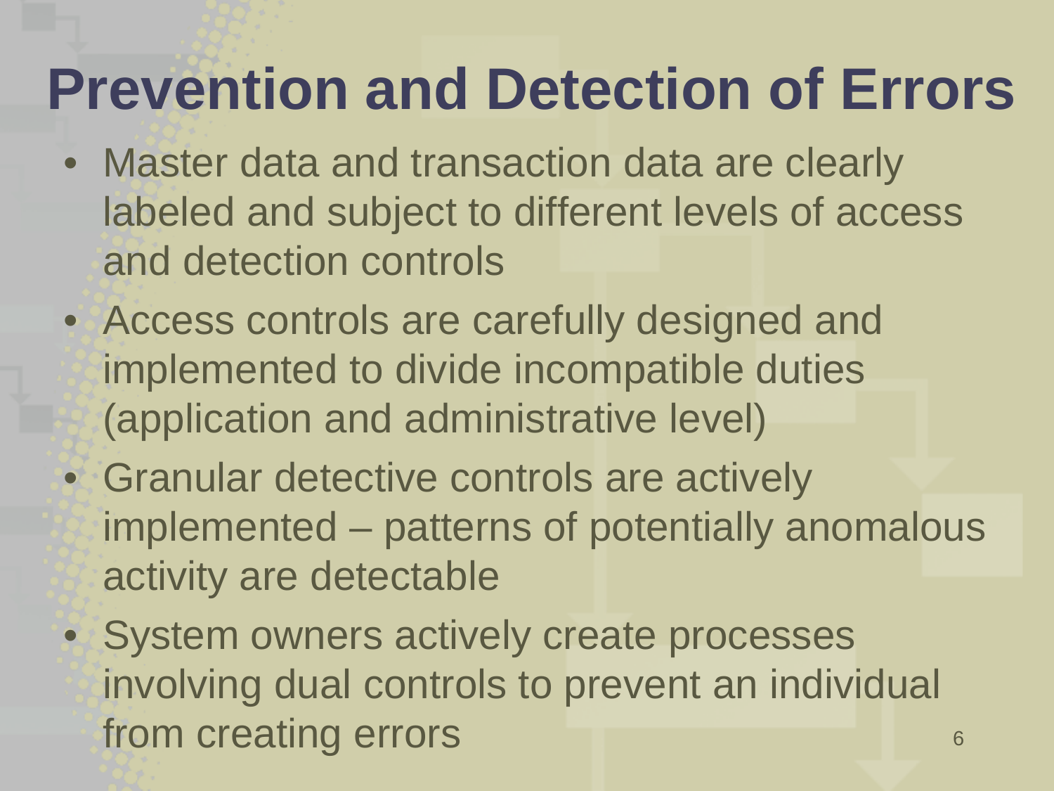# Prevention and Detection of Errors

- Master data and transaction data are clearly labeled and subject to different levels of access and detection controls
- Access controls are carefully designed and implemented to divide incompatible duties (application and administrative level)
- Granular detective controls are actively implemented – patterns of potentially anomalous activity are detectable
- System owners actively create processes involving dual controls to prevent an individual from creating errors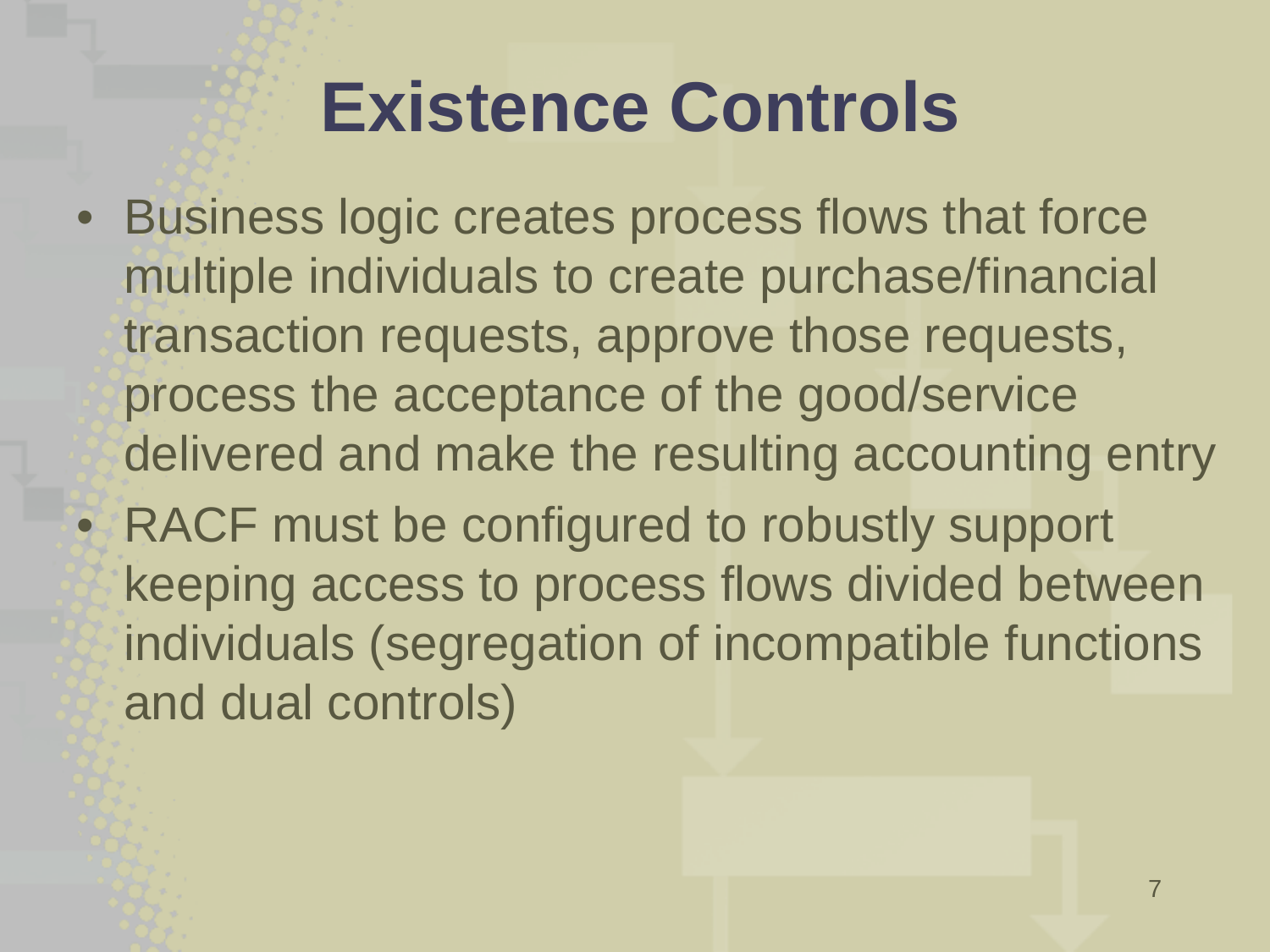# Existence Controls

- Business logic creates process flows that force multiple individuals to create purchase/financial transaction requests, approve those requests, process the acceptance of the good/service delivered and make the resulting accounting entry
- RACF must be configured to robustly support keeping access to process flows divided between individuals (segregation of incompatible functions and dual controls)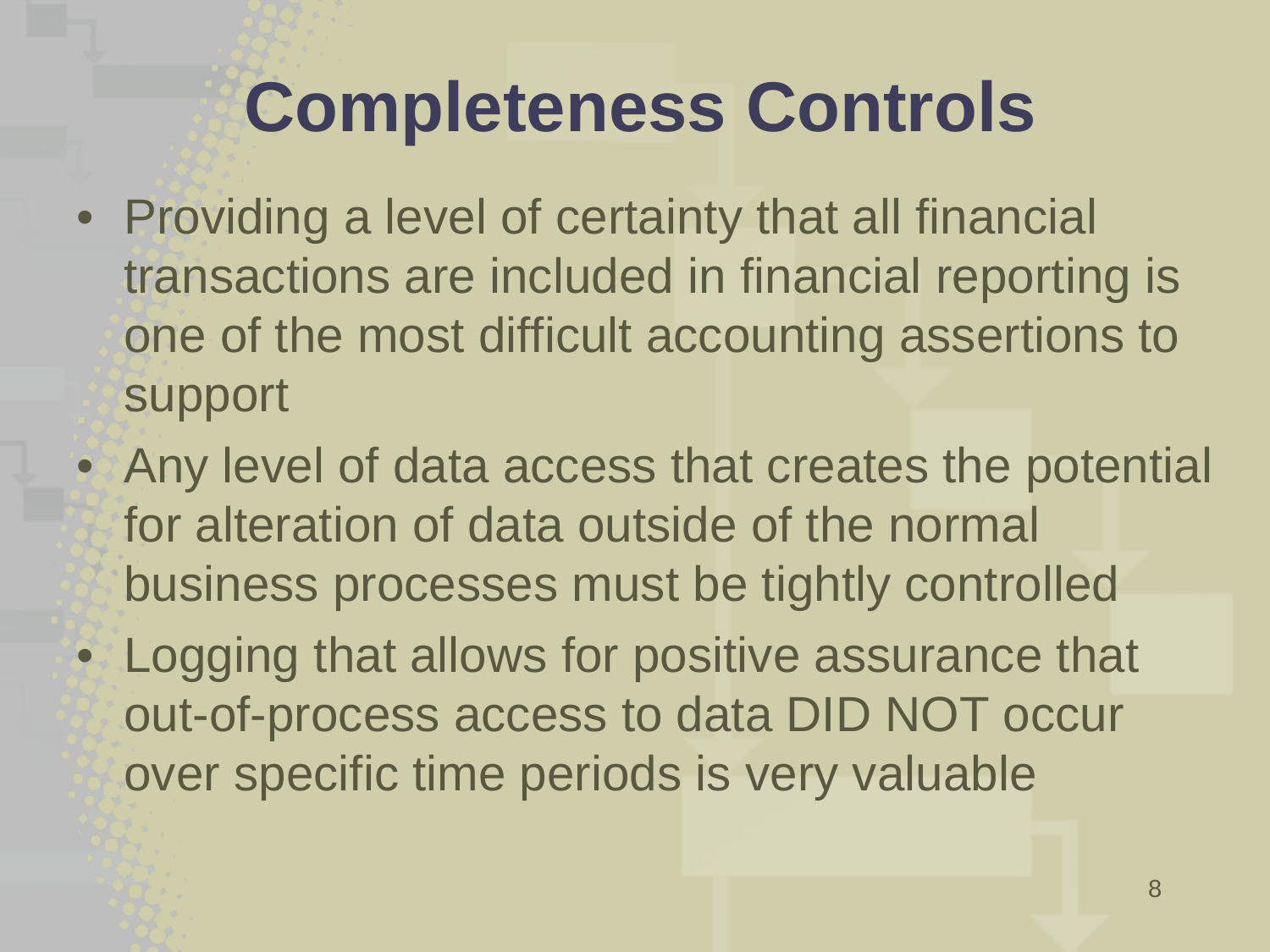# Completeness Controls

- Providing a level of certainty that all financial transactions are included in financial reporting is one of the most difficult accounting assertions to support
- Any level of data access that creates the potential for alteration of data outside of the normal business processes must be tightly controlled
- Logging that allows for positive assurance that out-of-process access to data DID NOT occur over specific time periods is very valuable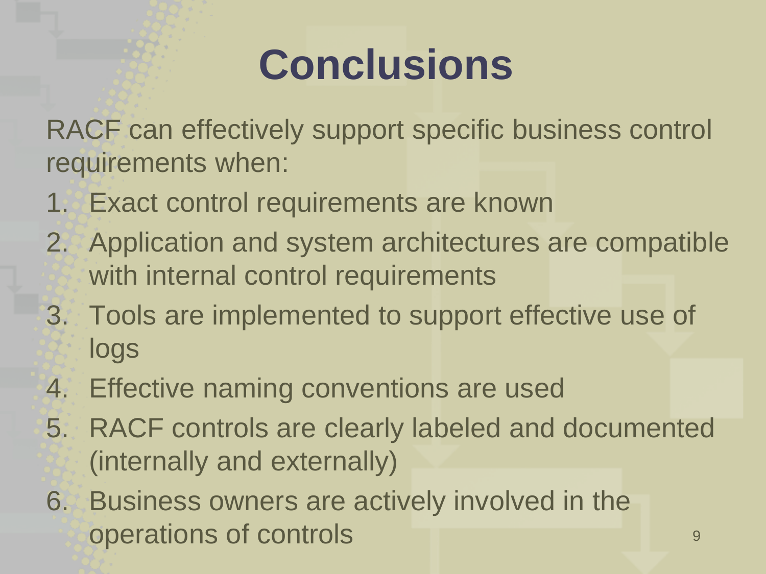# Conclusions

RACF can effectively support specific business control requirements when:

1. Exact control requirements are known
2. Application and system architectures are compatible with internal control requirements
3. Tools are implemented to support effective use of logs
4. Effective naming conventions are used
5. RACF controls are clearly labeled and documented (internally and externally)
6. Business owners are actively involved in the operations of controls